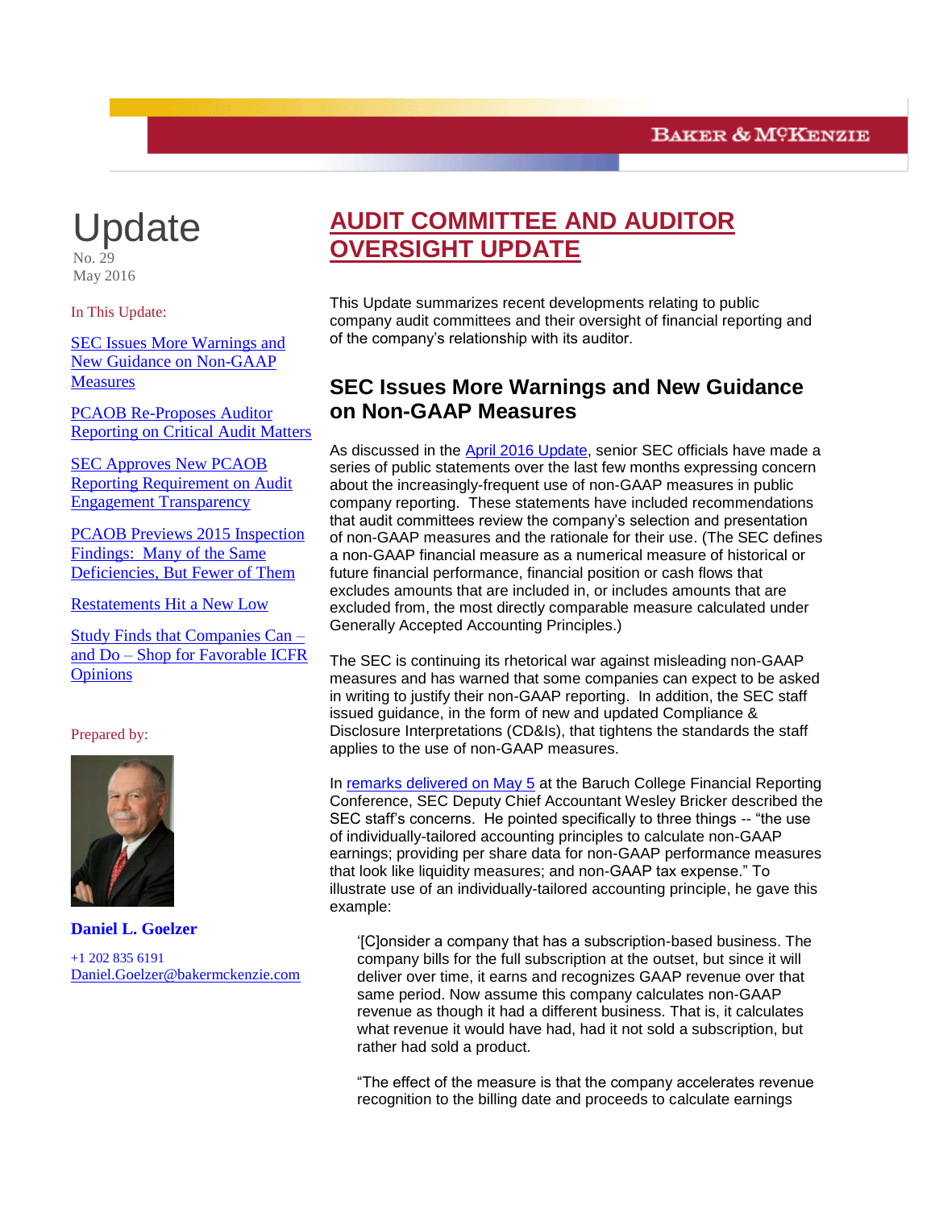BAKER & MCKENZIE

# Update

No. 29
May 2016

In This Update:

- SEC Issues More Warnings and New Guidance on Non-GAAP Measures
- PCAOB Re-Proposes Auditor Reporting on Critical Audit Matters
- SEC Approves New PCAOB Reporting Requirement on Audit Engagement Transparency
- PCAOB Previews 2015 Inspection Findings: Many of the Same Deficiencies, But Fewer of Them
- Restatements Hit a New Low
- Study Finds that Companies Can – and Do – Shop for Favorable ICFR Opinions

Prepared by:

**Daniel L. Goelzer**

+1 202 835 6191
Daniel.Goelzer@bakermckenzie.com

# AUDIT COMMITTEE AND AUDITOR OVERSIGHT UPDATE

This Update summarizes recent developments relating to public company audit committees and their oversight of financial reporting and of the company's relationship with its auditor.

## SEC Issues More Warnings and New Guidance on Non-GAAP Measures

As discussed in the April 2016 Update, senior SEC officials have made a series of public statements over the last few months expressing concern about the increasingly-frequent use of non-GAAP measures in public company reporting. These statements have included recommendations that audit committees review the company's selection and presentation of non-GAAP measures and the rationale for their use. (The SEC defines a non-GAAP financial measure as a numerical measure of historical or future financial performance, financial position or cash flows that excludes amounts that are included in, or includes amounts that are excluded from, the most directly comparable measure calculated under Generally Accepted Accounting Principles.)

The SEC is continuing its rhetorical war against misleading non-GAAP measures and has warned that some companies can expect to be asked in writing to justify their non-GAAP reporting. In addition, the SEC staff issued guidance, in the form of new and updated Compliance & Disclosure Interpretations (CD&Is), that tightens the standards the staff applies to the use of non-GAAP measures.

In remarks delivered on May 5 at the Baruch College Financial Reporting Conference, SEC Deputy Chief Accountant Wesley Bricker described the SEC staff's concerns. He pointed specifically to three things -- "the use of individually-tailored accounting principles to calculate non-GAAP earnings; providing per share data for non-GAAP performance measures that look like liquidity measures; and non-GAAP tax expense." To illustrate use of an individually-tailored accounting principle, he gave this example:

> '[C]onsider a company that has a subscription-based business. The company bills for the full subscription at the outset, but since it will deliver over time, it earns and recognizes GAAP revenue over that same period. Now assume this company calculates non-GAAP revenue as though it had a different business. That is, it calculates what revenue it would have had, had it not sold a subscription, but rather had sold a product.
>
> "The effect of the measure is that the company accelerates revenue recognition to the billing date and proceeds to calculate earnings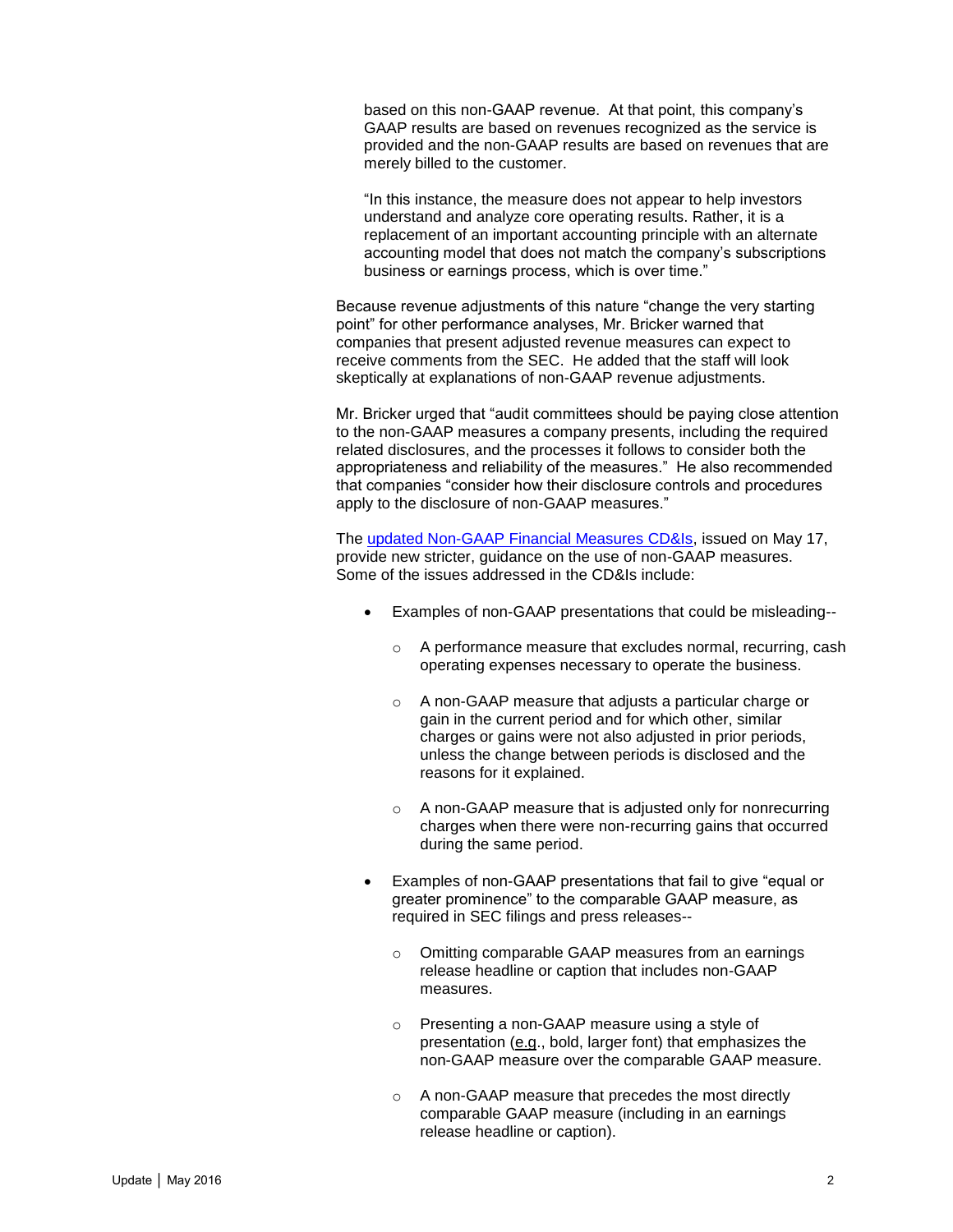based on this non-GAAP revenue. At that point, this company's GAAP results are based on revenues recognized as the service is provided and the non-GAAP results are based on revenues that are merely billed to the customer.

"In this instance, the measure does not appear to help investors understand and analyze core operating results. Rather, it is a replacement of an important accounting principle with an alternate accounting model that does not match the company's subscriptions business or earnings process, which is over time."

Because revenue adjustments of this nature "change the very starting point" for other performance analyses, Mr. Bricker warned that companies that present adjusted revenue measures can expect to receive comments from the SEC. He added that the staff will look skeptically at explanations of non-GAAP revenue adjustments.

Mr. Bricker urged that "audit committees should be paying close attention to the non-GAAP measures a company presents, including the required related disclosures, and the processes it follows to consider both the appropriateness and reliability of the measures." He also recommended that companies "consider how their disclosure controls and procedures apply to the disclosure of non-GAAP measures."

The [updated Non-GAAP Financial Measures CD&Is](), issued on May 17, provide new stricter, guidance on the use of non-GAAP measures. Some of the issues addressed in the CD&Is include:

- Examples of non-GAAP presentations that could be misleading--
  - A performance measure that excludes normal, recurring, cash operating expenses necessary to operate the business.
  - A non-GAAP measure that adjusts a particular charge or gain in the current period and for which other, similar charges or gains were not also adjusted in prior periods, unless the change between periods is disclosed and the reasons for it explained.
  - A non-GAAP measure that is adjusted only for nonrecurring charges when there were non-recurring gains that occurred during the same period.
- Examples of non-GAAP presentations that fail to give "equal or greater prominence" to the comparable GAAP measure, as required in SEC filings and press releases--
  - Omitting comparable GAAP measures from an earnings release headline or caption that includes non-GAAP measures.
  - Presenting a non-GAAP measure using a style of presentation (e.g., bold, larger font) that emphasizes the non-GAAP measure over the comparable GAAP measure.
  - A non-GAAP measure that precedes the most directly comparable GAAP measure (including in an earnings release headline or caption).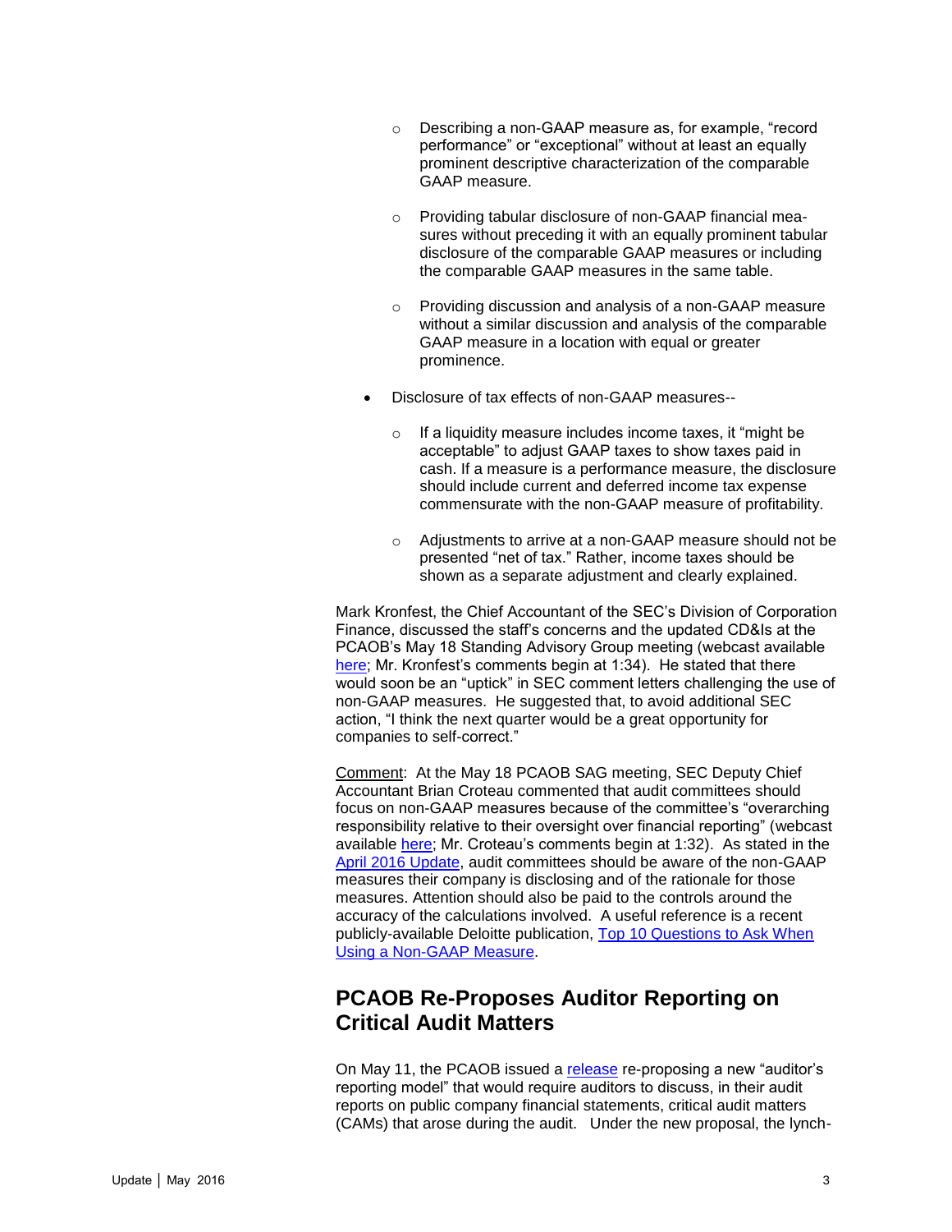- Describing a non-GAAP measure as, for example, "record performance" or "exceptional" without at least an equally prominent descriptive characterization of the comparable GAAP measure.

  - Providing tabular disclosure of non-GAAP financial measures without preceding it with an equally prominent tabular disclosure of the comparable GAAP measures or including the comparable GAAP measures in the same table.

  - Providing discussion and analysis of a non-GAAP measure without a similar discussion and analysis of the comparable GAAP measure in a location with equal or greater prominence.

- Disclosure of tax effects of non-GAAP measures--

  - If a liquidity measure includes income taxes, it "might be acceptable" to adjust GAAP taxes to show taxes paid in cash. If a measure is a performance measure, the disclosure should include current and deferred income tax expense commensurate with the non-GAAP measure of profitability.

  - Adjustments to arrive at a non-GAAP measure should not be presented "net of tax." Rather, income taxes should be shown as a separate adjustment and clearly explained.

Mark Kronfest, the Chief Accountant of the SEC's Division of Corporation Finance, discussed the staff's concerns and the updated CD&Is at the PCAOB's May 18 Standing Advisory Group meeting (webcast available here; Mr. Kronfest's comments begin at 1:34). He stated that there would soon be an "uptick" in SEC comment letters challenging the use of non-GAAP measures. He suggested that, to avoid additional SEC action, "I think the next quarter would be a great opportunity for companies to self-correct."

Comment: At the May 18 PCAOB SAG meeting, SEC Deputy Chief Accountant Brian Croteau commented that audit committees should focus on non-GAAP measures because of the committee's "overarching responsibility relative to their oversight over financial reporting" (webcast available here; Mr. Croteau's comments begin at 1:32). As stated in the April 2016 Update, audit committees should be aware of the non-GAAP measures their company is disclosing and of the rationale for those measures. Attention should also be paid to the controls around the accuracy of the calculations involved. A useful reference is a recent publicly-available Deloitte publication, Top 10 Questions to Ask When Using a Non-GAAP Measure.

## PCAOB Re-Proposes Auditor Reporting on Critical Audit Matters

On May 11, the PCAOB issued a release re-proposing a new "auditor's reporting model" that would require auditors to discuss, in their audit reports on public company financial statements, critical audit matters (CAMs) that arose during the audit. Under the new proposal, the lynch-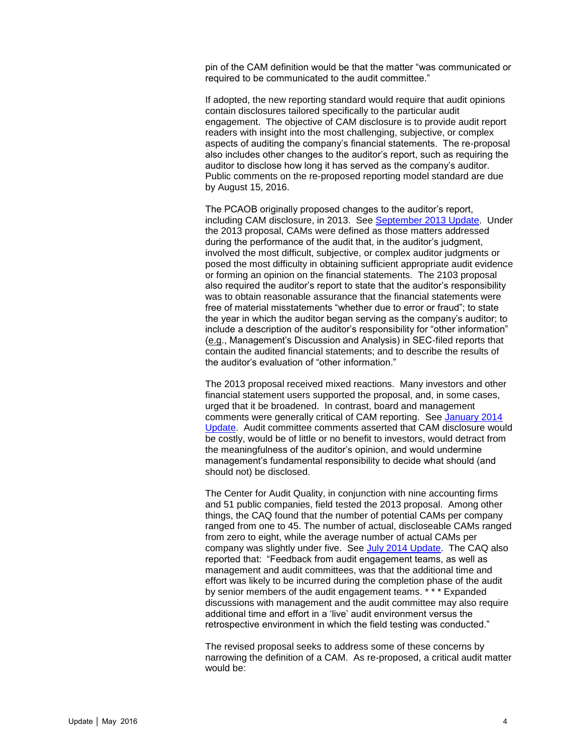pin of the CAM definition would be that the matter "was communicated or required to be communicated to the audit committee."

If adopted, the new reporting standard would require that audit opinions contain disclosures tailored specifically to the particular audit engagement. The objective of CAM disclosure is to provide audit report readers with insight into the most challenging, subjective, or complex aspects of auditing the company's financial statements. The re-proposal also includes other changes to the auditor's report, such as requiring the auditor to disclose how long it has served as the company's auditor. Public comments on the re-proposed reporting model standard are due by August 15, 2016.

The PCAOB originally proposed changes to the auditor's report, including CAM disclosure, in 2013. See [September 2013 Update](). Under the 2013 proposal, CAMs were defined as those matters addressed during the performance of the audit that, in the auditor's judgment, involved the most difficult, subjective, or complex auditor judgments or posed the most difficulty in obtaining sufficient appropriate audit evidence or forming an opinion on the financial statements. The 2103 proposal also required the auditor's report to state that the auditor's responsibility was to obtain reasonable assurance that the financial statements were free of material misstatements "whether due to error or fraud"; to state the year in which the auditor began serving as the company's auditor; to include a description of the auditor's responsibility for "other information" (e.g., Management's Discussion and Analysis) in SEC-filed reports that contain the audited financial statements; and to describe the results of the auditor's evaluation of "other information."

The 2013 proposal received mixed reactions. Many investors and other financial statement users supported the proposal, and, in some cases, urged that it be broadened. In contrast, board and management comments were generally critical of CAM reporting. See [January 2014 Update](). Audit committee comments asserted that CAM disclosure would be costly, would be of little or no benefit to investors, would detract from the meaningfulness of the auditor's opinion, and would undermine management's fundamental responsibility to decide what should (and should not) be disclosed.

The Center for Audit Quality, in conjunction with nine accounting firms and 51 public companies, field tested the 2013 proposal. Among other things, the CAQ found that the number of potential CAMs per company ranged from one to 45. The number of actual, discloseable CAMs ranged from zero to eight, while the average number of actual CAMs per company was slightly under five. See [July 2014 Update](). The CAQ also reported that: "Feedback from audit engagement teams, as well as management and audit committees, was that the additional time and effort was likely to be incurred during the completion phase of the audit by senior members of the audit engagement teams. * * * Expanded discussions with management and the audit committee may also require additional time and effort in a 'live' audit environment versus the retrospective environment in which the field testing was conducted."

The revised proposal seeks to address some of these concerns by narrowing the definition of a CAM. As re-proposed, a critical audit matter would be: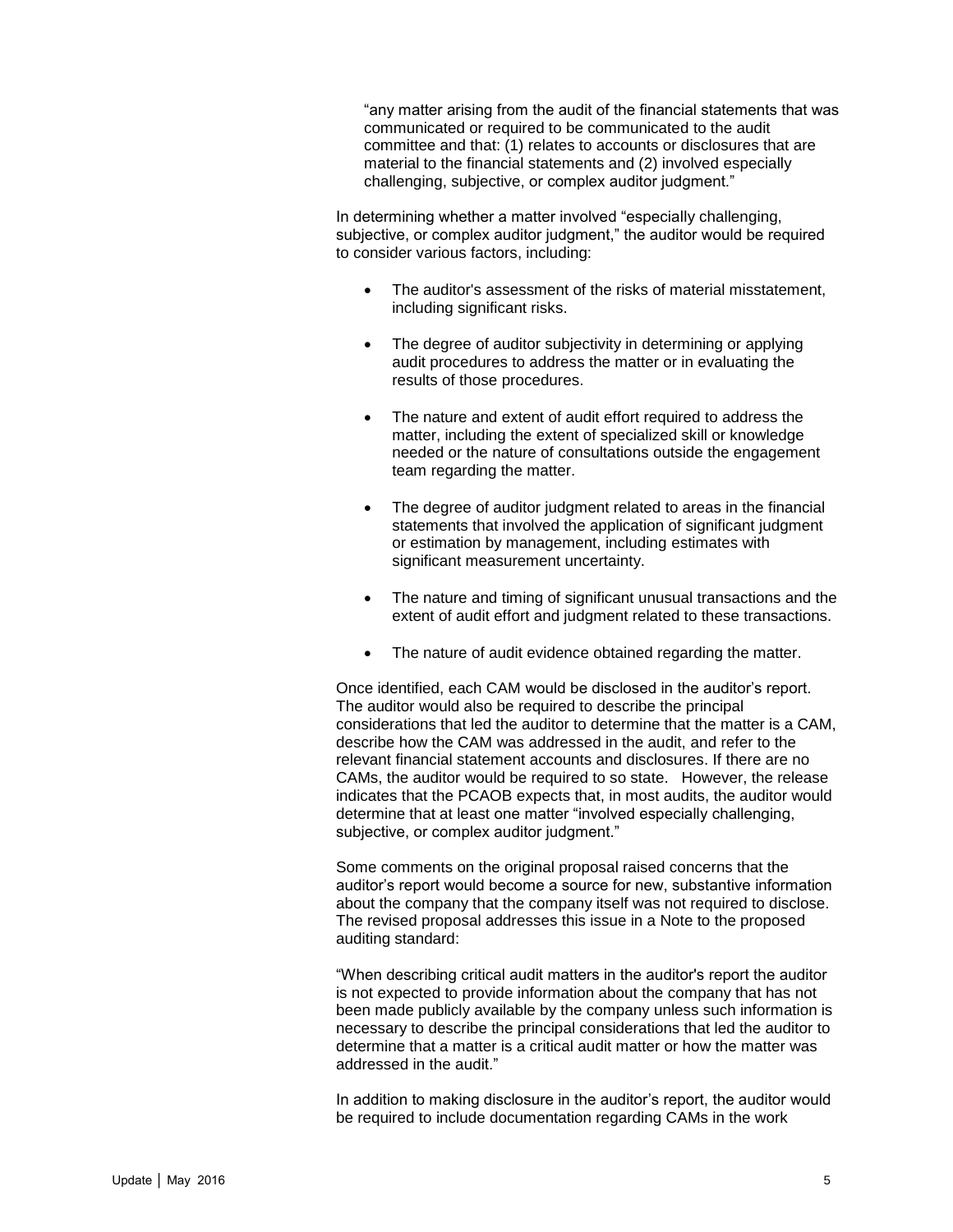"any matter arising from the audit of the financial statements that was communicated or required to be communicated to the audit committee and that: (1) relates to accounts or disclosures that are material to the financial statements and (2) involved especially challenging, subjective, or complex auditor judgment."

In determining whether a matter involved "especially challenging, subjective, or complex auditor judgment," the auditor would be required to consider various factors, including:

- The auditor's assessment of the risks of material misstatement, including significant risks.
- The degree of auditor subjectivity in determining or applying audit procedures to address the matter or in evaluating the results of those procedures.
- The nature and extent of audit effort required to address the matter, including the extent of specialized skill or knowledge needed or the nature of consultations outside the engagement team regarding the matter.
- The degree of auditor judgment related to areas in the financial statements that involved the application of significant judgment or estimation by management, including estimates with significant measurement uncertainty.
- The nature and timing of significant unusual transactions and the extent of audit effort and judgment related to these transactions.
- The nature of audit evidence obtained regarding the matter.

Once identified, each CAM would be disclosed in the auditor's report. The auditor would also be required to describe the principal considerations that led the auditor to determine that the matter is a CAM, describe how the CAM was addressed in the audit, and refer to the relevant financial statement accounts and disclosures. If there are no CAMs, the auditor would be required to so state. However, the release indicates that the PCAOB expects that, in most audits, the auditor would determine that at least one matter "involved especially challenging, subjective, or complex auditor judgment."

Some comments on the original proposal raised concerns that the auditor's report would become a source for new, substantive information about the company that the company itself was not required to disclose. The revised proposal addresses this issue in a Note to the proposed auditing standard:

"When describing critical audit matters in the auditor's report the auditor is not expected to provide information about the company that has not been made publicly available by the company unless such information is necessary to describe the principal considerations that led the auditor to determine that a matter is a critical audit matter or how the matter was addressed in the audit."

In addition to making disclosure in the auditor's report, the auditor would be required to include documentation regarding CAMs in the work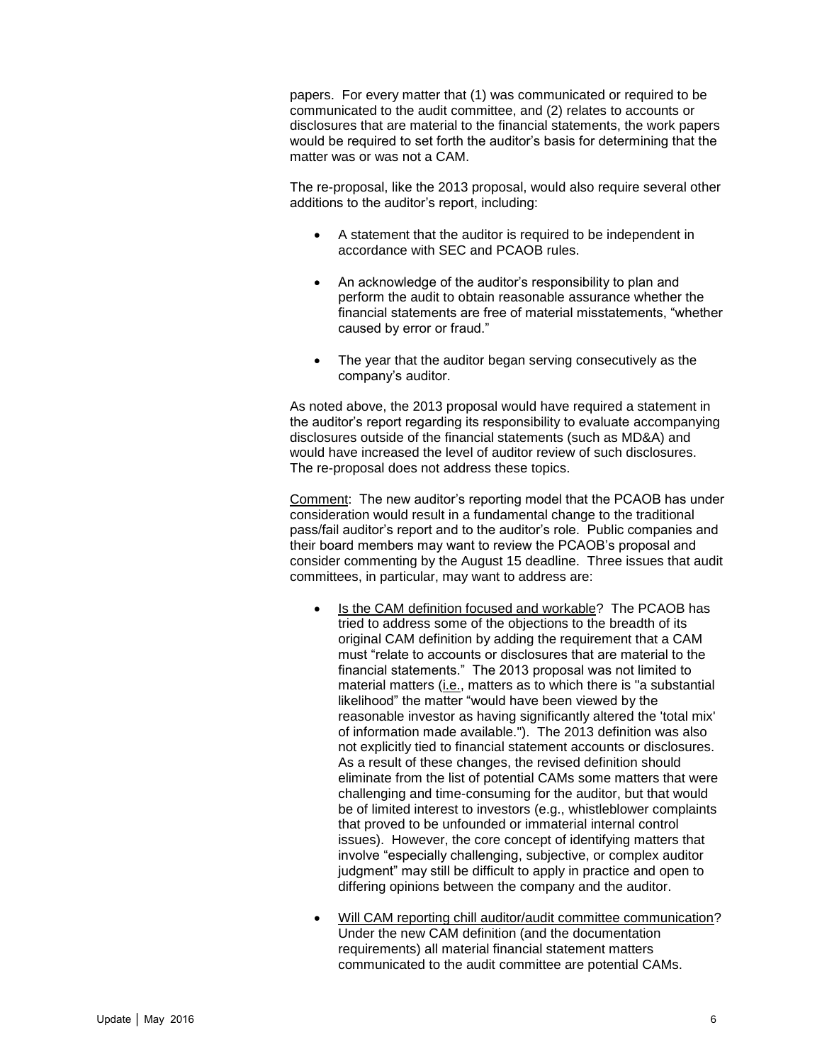papers. For every matter that (1) was communicated or required to be communicated to the audit committee, and (2) relates to accounts or disclosures that are material to the financial statements, the work papers would be required to set forth the auditor's basis for determining that the matter was or was not a CAM.

The re-proposal, like the 2013 proposal, would also require several other additions to the auditor's report, including:

- A statement that the auditor is required to be independent in accordance with SEC and PCAOB rules.
- An acknowledge of the auditor's responsibility to plan and perform the audit to obtain reasonable assurance whether the financial statements are free of material misstatements, "whether caused by error or fraud."
- The year that the auditor began serving consecutively as the company's auditor.

As noted above, the 2013 proposal would have required a statement in the auditor's report regarding its responsibility to evaluate accompanying disclosures outside of the financial statements (such as MD&A) and would have increased the level of auditor review of such disclosures. The re-proposal does not address these topics.

Comment: The new auditor's reporting model that the PCAOB has under consideration would result in a fundamental change to the traditional pass/fail auditor's report and to the auditor's role. Public companies and their board members may want to review the PCAOB's proposal and consider commenting by the August 15 deadline. Three issues that audit committees, in particular, may want to address are:

- Is the CAM definition focused and workable? The PCAOB has tried to address some of the objections to the breadth of its original CAM definition by adding the requirement that a CAM must "relate to accounts or disclosures that are material to the financial statements." The 2013 proposal was not limited to material matters (i.e., matters as to which there is "a substantial likelihood" the matter "would have been viewed by the reasonable investor as having significantly altered the 'total mix' of information made available."). The 2013 definition was also not explicitly tied to financial statement accounts or disclosures. As a result of these changes, the revised definition should eliminate from the list of potential CAMs some matters that were challenging and time-consuming for the auditor, but that would be of limited interest to investors (e.g., whistleblower complaints that proved to be unfounded or immaterial internal control issues). However, the core concept of identifying matters that involve "especially challenging, subjective, or complex auditor judgment" may still be difficult to apply in practice and open to differing opinions between the company and the auditor.

- Will CAM reporting chill auditor/audit committee communication? Under the new CAM definition (and the documentation requirements) all material financial statement matters communicated to the audit committee are potential CAMs.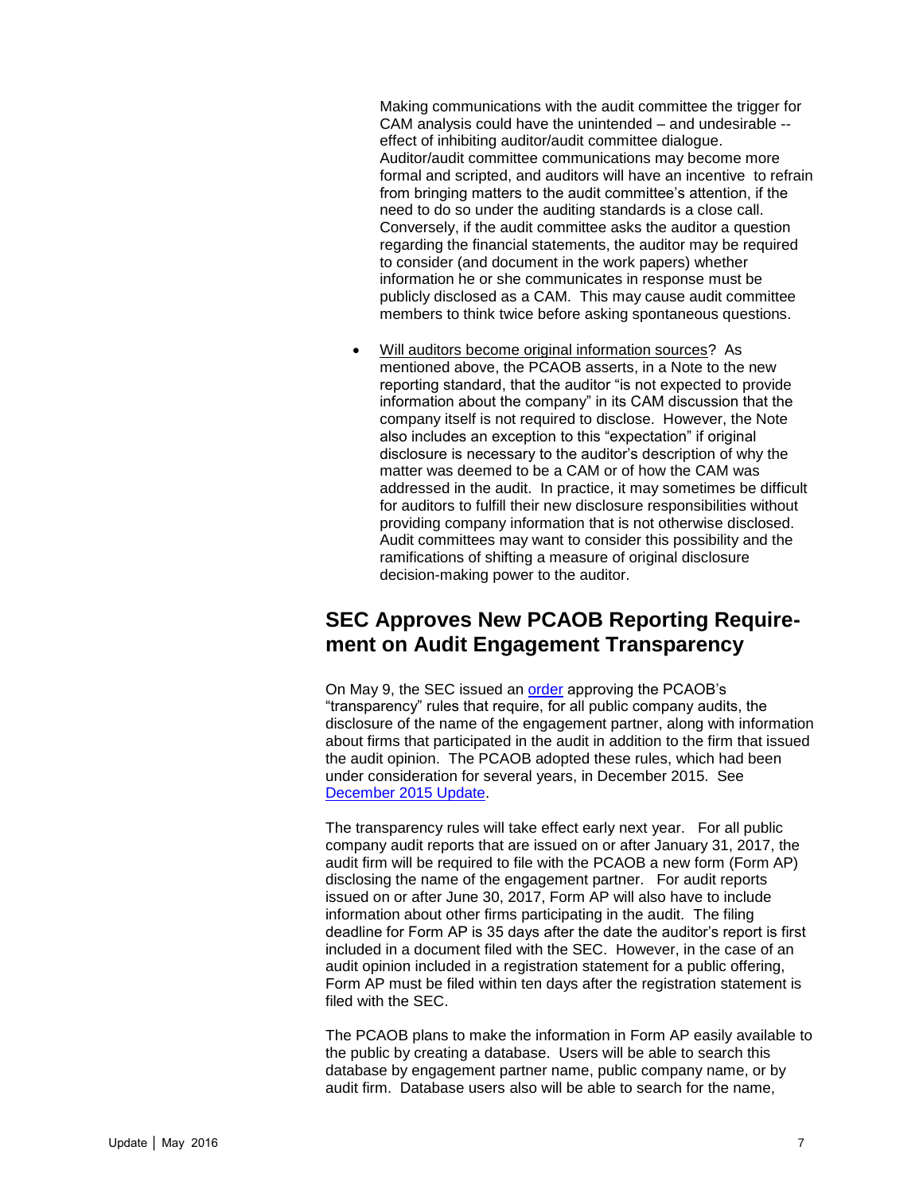Making communications with the audit committee the trigger for CAM analysis could have the unintended – and undesirable -- effect of inhibiting auditor/audit committee dialogue. Auditor/audit committee communications may become more formal and scripted, and auditors will have an incentive to refrain from bringing matters to the audit committee's attention, if the need to do so under the auditing standards is a close call. Conversely, if the audit committee asks the auditor a question regarding the financial statements, the auditor may be required to consider (and document in the work papers) whether information he or she communicates in response must be publicly disclosed as a CAM. This may cause audit committee members to think twice before asking spontaneous questions.

- Will auditors become original information sources? As mentioned above, the PCAOB asserts, in a Note to the new reporting standard, that the auditor "is not expected to provide information about the company" in its CAM discussion that the company itself is not required to disclose. However, the Note also includes an exception to this "expectation" if original disclosure is necessary to the auditor's description of why the matter was deemed to be a CAM or of how the CAM was addressed in the audit. In practice, it may sometimes be difficult for auditors to fulfill their new disclosure responsibilities without providing company information that is not otherwise disclosed. Audit committees may want to consider this possibility and the ramifications of shifting a measure of original disclosure decision-making power to the auditor.

## SEC Approves New PCAOB Reporting Requirement on Audit Engagement Transparency

On May 9, the SEC issued an order approving the PCAOB's "transparency" rules that require, for all public company audits, the disclosure of the name of the engagement partner, along with information about firms that participated in the audit in addition to the firm that issued the audit opinion. The PCAOB adopted these rules, which had been under consideration for several years, in December 2015. See December 2015 Update.

The transparency rules will take effect early next year. For all public company audit reports that are issued on or after January 31, 2017, the audit firm will be required to file with the PCAOB a new form (Form AP) disclosing the name of the engagement partner. For audit reports issued on or after June 30, 2017, Form AP will also have to include information about other firms participating in the audit. The filing deadline for Form AP is 35 days after the date the auditor's report is first included in a document filed with the SEC. However, in the case of an audit opinion included in a registration statement for a public offering, Form AP must be filed within ten days after the registration statement is filed with the SEC.

The PCAOB plans to make the information in Form AP easily available to the public by creating a database. Users will be able to search this database by engagement partner name, public company name, or by audit firm. Database users also will be able to search for the name,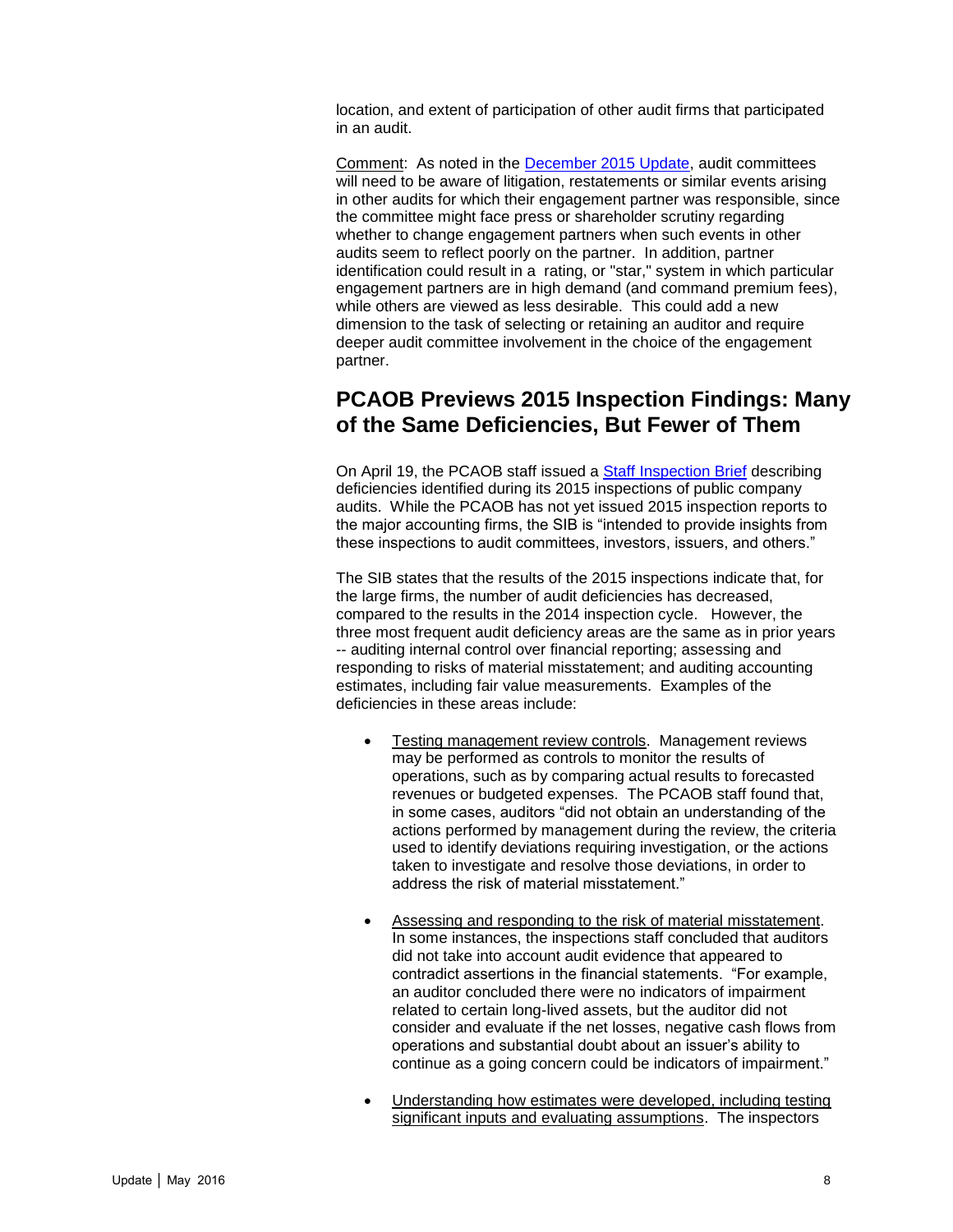location, and extent of participation of other audit firms that participated in an audit.

Comment: As noted in the December 2015 Update, audit committees will need to be aware of litigation, restatements or similar events arising in other audits for which their engagement partner was responsible, since the committee might face press or shareholder scrutiny regarding whether to change engagement partners when such events in other audits seem to reflect poorly on the partner. In addition, partner identification could result in a rating, or "star," system in which particular engagement partners are in high demand (and command premium fees), while others are viewed as less desirable. This could add a new dimension to the task of selecting or retaining an auditor and require deeper audit committee involvement in the choice of the engagement partner.

## PCAOB Previews 2015 Inspection Findings: Many of the Same Deficiencies, But Fewer of Them

On April 19, the PCAOB staff issued a Staff Inspection Brief describing deficiencies identified during its 2015 inspections of public company audits. While the PCAOB has not yet issued 2015 inspection reports to the major accounting firms, the SIB is "intended to provide insights from these inspections to audit committees, investors, issuers, and others."

The SIB states that the results of the 2015 inspections indicate that, for the large firms, the number of audit deficiencies has decreased, compared to the results in the 2014 inspection cycle. However, the three most frequent audit deficiency areas are the same as in prior years -- auditing internal control over financial reporting; assessing and responding to risks of material misstatement; and auditing accounting estimates, including fair value measurements. Examples of the deficiencies in these areas include:

- Testing management review controls. Management reviews may be performed as controls to monitor the results of operations, such as by comparing actual results to forecasted revenues or budgeted expenses. The PCAOB staff found that, in some cases, auditors "did not obtain an understanding of the actions performed by management during the review, the criteria used to identify deviations requiring investigation, or the actions taken to investigate and resolve those deviations, in order to address the risk of material misstatement."

- Assessing and responding to the risk of material misstatement. In some instances, the inspections staff concluded that auditors did not take into account audit evidence that appeared to contradict assertions in the financial statements. "For example, an auditor concluded there were no indicators of impairment related to certain long-lived assets, but the auditor did not consider and evaluate if the net losses, negative cash flows from operations and substantial doubt about an issuer's ability to continue as a going concern could be indicators of impairment."

- Understanding how estimates were developed, including testing significant inputs and evaluating assumptions. The inspectors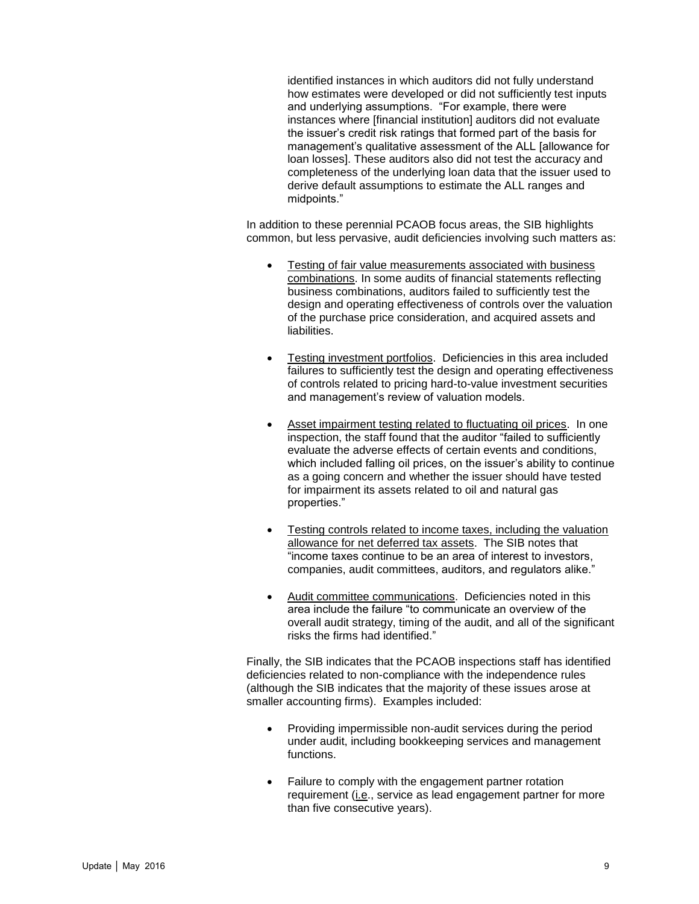identified instances in which auditors did not fully understand how estimates were developed or did not sufficiently test inputs and underlying assumptions. "For example, there were instances where [financial institution] auditors did not evaluate the issuer's credit risk ratings that formed part of the basis for management's qualitative assessment of the ALL [allowance for loan losses]. These auditors also did not test the accuracy and completeness of the underlying loan data that the issuer used to derive default assumptions to estimate the ALL ranges and midpoints."

In addition to these perennial PCAOB focus areas, the SIB highlights common, but less pervasive, audit deficiencies involving such matters as:

- Testing of fair value measurements associated with business combinations. In some audits of financial statements reflecting business combinations, auditors failed to sufficiently test the design and operating effectiveness of controls over the valuation of the purchase price consideration, and acquired assets and liabilities.

- Testing investment portfolios. Deficiencies in this area included failures to sufficiently test the design and operating effectiveness of controls related to pricing hard-to-value investment securities and management's review of valuation models.

- Asset impairment testing related to fluctuating oil prices. In one inspection, the staff found that the auditor "failed to sufficiently evaluate the adverse effects of certain events and conditions, which included falling oil prices, on the issuer's ability to continue as a going concern and whether the issuer should have tested for impairment its assets related to oil and natural gas properties."

- Testing controls related to income taxes, including the valuation allowance for net deferred tax assets. The SIB notes that "income taxes continue to be an area of interest to investors, companies, audit committees, auditors, and regulators alike."

- Audit committee communications. Deficiencies noted in this area include the failure "to communicate an overview of the overall audit strategy, timing of the audit, and all of the significant risks the firms had identified."

Finally, the SIB indicates that the PCAOB inspections staff has identified deficiencies related to non-compliance with the independence rules (although the SIB indicates that the majority of these issues arose at smaller accounting firms). Examples included:

- Providing impermissible non-audit services during the period under audit, including bookkeeping services and management functions.

- Failure to comply with the engagement partner rotation requirement (i.e., service as lead engagement partner for more than five consecutive years).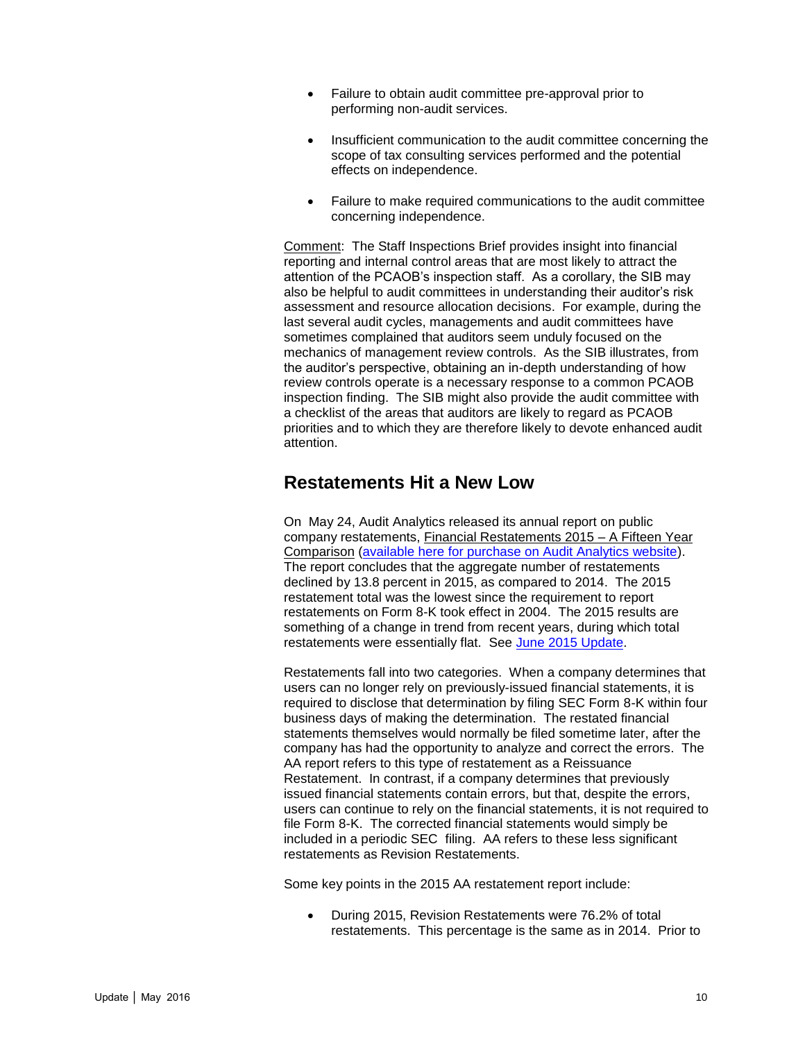- Failure to obtain audit committee pre-approval prior to performing non-audit services.

- Insufficient communication to the audit committee concerning the scope of tax consulting services performed and the potential effects on independence.

- Failure to make required communications to the audit committee concerning independence.

Comment: The Staff Inspections Brief provides insight into financial reporting and internal control areas that are most likely to attract the attention of the PCAOB's inspection staff. As a corollary, the SIB may also be helpful to audit committees in understanding their auditor's risk assessment and resource allocation decisions. For example, during the last several audit cycles, managements and audit committees have sometimes complained that auditors seem unduly focused on the mechanics of management review controls. As the SIB illustrates, from the auditor's perspective, obtaining an in-depth understanding of how review controls operate is a necessary response to a common PCAOB inspection finding. The SIB might also provide the audit committee with a checklist of the areas that auditors are likely to regard as PCAOB priorities and to which they are therefore likely to devote enhanced audit attention.

## Restatements Hit a New Low

On May 24, Audit Analytics released its annual report on public company restatements, Financial Restatements 2015 – A Fifteen Year Comparison (available here for purchase on Audit Analytics website). The report concludes that the aggregate number of restatements declined by 13.8 percent in 2015, as compared to 2014. The 2015 restatement total was the lowest since the requirement to report restatements on Form 8-K took effect in 2004. The 2015 results are something of a change in trend from recent years, during which total restatements were essentially flat. See June 2015 Update.

Restatements fall into two categories. When a company determines that users can no longer rely on previously-issued financial statements, it is required to disclose that determination by filing SEC Form 8-K within four business days of making the determination. The restated financial statements themselves would normally be filed sometime later, after the company has had the opportunity to analyze and correct the errors. The AA report refers to this type of restatement as a Reissuance Restatement. In contrast, if a company determines that previously issued financial statements contain errors, but that, despite the errors, users can continue to rely on the financial statements, it is not required to file Form 8-K. The corrected financial statements would simply be included in a periodic SEC filing. AA refers to these less significant restatements as Revision Restatements.

Some key points in the 2015 AA restatement report include:

- During 2015, Revision Restatements were 76.2% of total restatements. This percentage is the same as in 2014. Prior to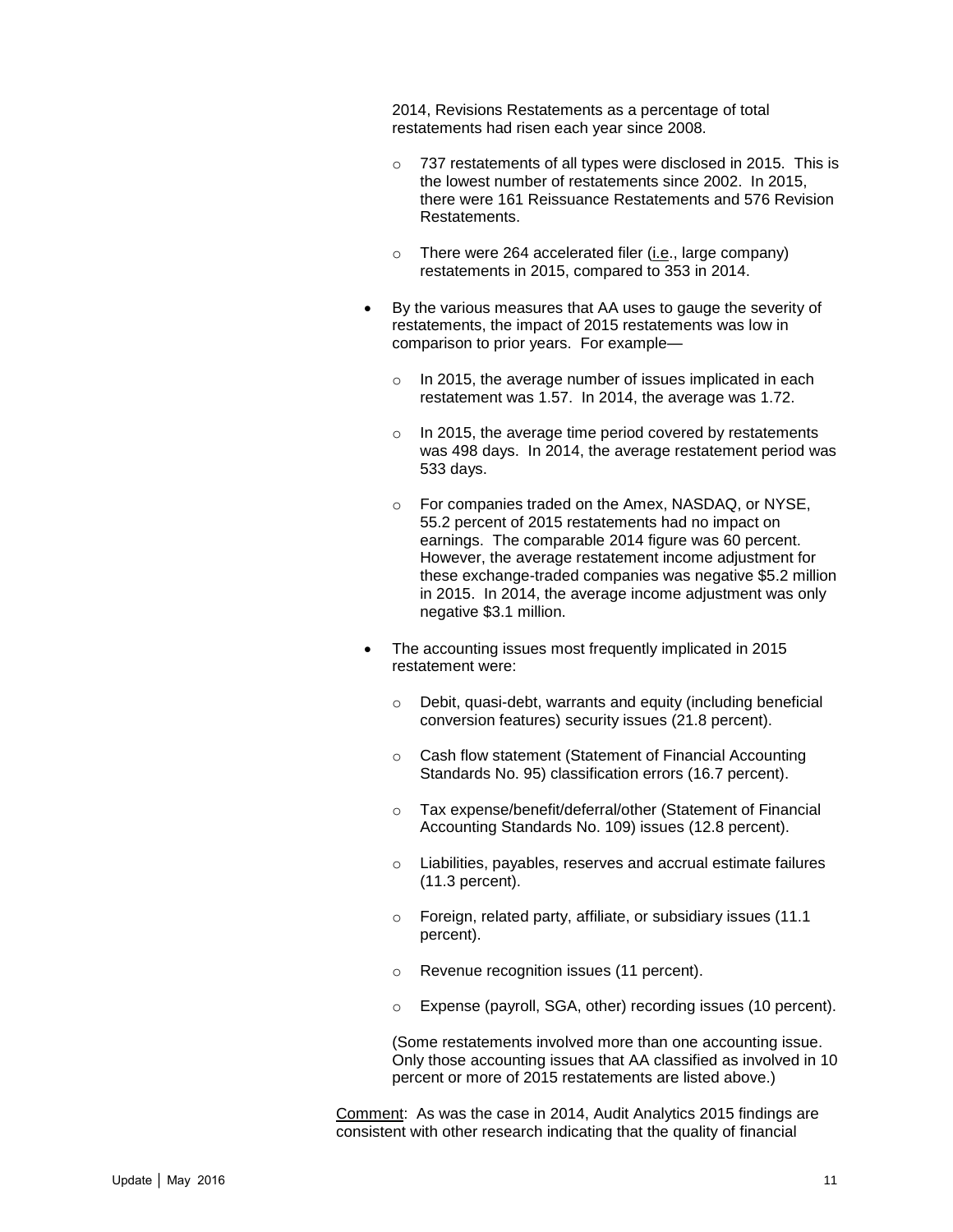2014, Revisions Restatements as a percentage of total restatements had risen each year since 2008.

  - 737 restatements of all types were disclosed in 2015. This is the lowest number of restatements since 2002. In 2015, there were 161 Reissuance Restatements and 576 Revision Restatements.

  - There were 264 accelerated filer (i.e., large company) restatements in 2015, compared to 353 in 2014.

- By the various measures that AA uses to gauge the severity of restatements, the impact of 2015 restatements was low in comparison to prior years. For example—

  - In 2015, the average number of issues implicated in each restatement was 1.57. In 2014, the average was 1.72.

  - In 2015, the average time period covered by restatements was 498 days. In 2014, the average restatement period was 533 days.

  - For companies traded on the Amex, NASDAQ, or NYSE, 55.2 percent of 2015 restatements had no impact on earnings. The comparable 2014 figure was 60 percent. However, the average restatement income adjustment for these exchange-traded companies was negative $5.2 million in 2015. In 2014, the average income adjustment was only negative $3.1 million.

- The accounting issues most frequently implicated in 2015 restatement were:

  - Debit, quasi-debt, warrants and equity (including beneficial conversion features) security issues (21.8 percent).

  - Cash flow statement (Statement of Financial Accounting Standards No. 95) classification errors (16.7 percent).

  - Tax expense/benefit/deferral/other (Statement of Financial Accounting Standards No. 109) issues (12.8 percent).

  - Liabilities, payables, reserves and accrual estimate failures (11.3 percent).

  - Foreign, related party, affiliate, or subsidiary issues (11.1 percent).

  - Revenue recognition issues (11 percent).

  - Expense (payroll, SGA, other) recording issues (10 percent).

  (Some restatements involved more than one accounting issue. Only those accounting issues that AA classified as involved in 10 percent or more of 2015 restatements are listed above.)

Comment: As was the case in 2014, Audit Analytics 2015 findings are consistent with other research indicating that the quality of financial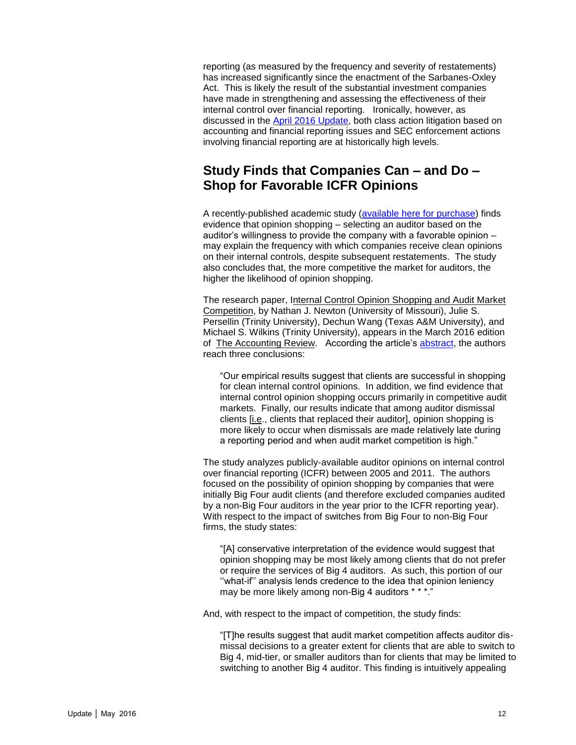reporting (as measured by the frequency and severity of restatements) has increased significantly since the enactment of the Sarbanes-Oxley Act. This is likely the result of the substantial investment companies have made in strengthening and assessing the effectiveness of their internal control over financial reporting. Ironically, however, as discussed in the April 2016 Update, both class action litigation based on accounting and financial reporting issues and SEC enforcement actions involving financial reporting are at historically high levels.

## Study Finds that Companies Can – and Do – Shop for Favorable ICFR Opinions

A recently-published academic study (available here for purchase) finds evidence that opinion shopping – selecting an auditor based on the auditor's willingness to provide the company with a favorable opinion – may explain the frequency with which companies receive clean opinions on their internal controls, despite subsequent restatements. The study also concludes that, the more competitive the market for auditors, the higher the likelihood of opinion shopping.

The research paper, Internal Control Opinion Shopping and Audit Market Competition, by Nathan J. Newton (University of Missouri), Julie S. Persellin (Trinity University), Dechun Wang (Texas A&M University), and Michael S. Wilkins (Trinity University), appears in the March 2016 edition of The Accounting Review. According to the article's abstract, the authors reach three conclusions:

> "Our empirical results suggest that clients are successful in shopping for clean internal control opinions. In addition, we find evidence that internal control opinion shopping occurs primarily in competitive audit markets. Finally, our results indicate that among auditor dismissal clients [i.e., clients that replaced their auditor], opinion shopping is more likely to occur when dismissals are made relatively late during a reporting period and when audit market competition is high."

The study analyzes publicly-available auditor opinions on internal control over financial reporting (ICFR) between 2005 and 2011. The authors focused on the possibility of opinion shopping by companies that were initially Big Four audit clients (and therefore excluded companies audited by a non-Big Four auditors in the year prior to the ICFR reporting year). With respect to the impact of switches from Big Four to non-Big Four firms, the study states:

> "[A] conservative interpretation of the evidence would suggest that opinion shopping may be most likely among clients that do not prefer or require the services of Big 4 auditors. As such, this portion of our ''what-if'' analysis lends credence to the idea that opinion leniency may be more likely among non-Big 4 auditors * * *."

And, with respect to the impact of competition, the study finds:

> "[T]he results suggest that audit market competition affects auditor dismissal decisions to a greater extent for clients that are able to switch to Big 4, mid-tier, or smaller auditors than for clients that may be limited to switching to another Big 4 auditor. This finding is intuitively appealing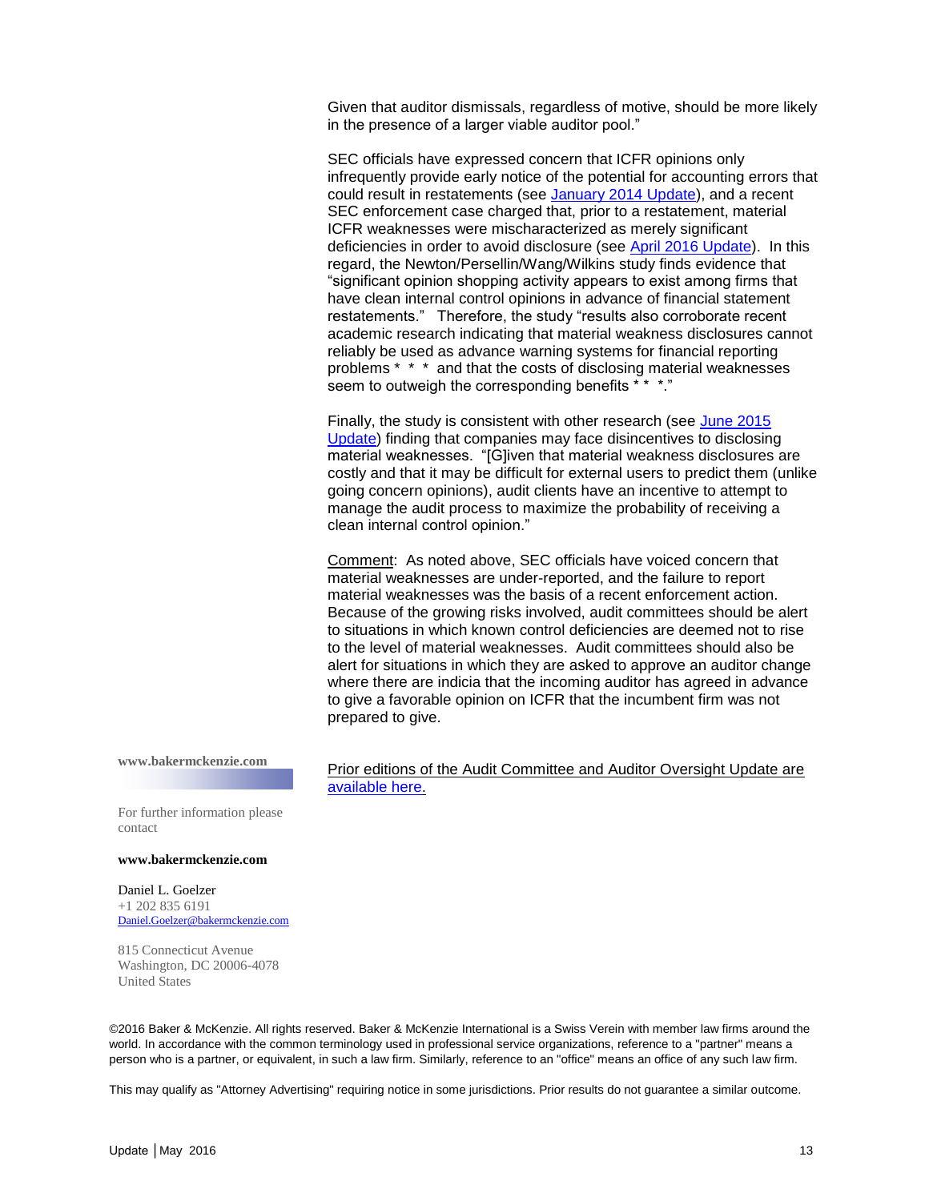Given that auditor dismissals, regardless of motive, should be more likely in the presence of a larger viable auditor pool."

SEC officials have expressed concern that ICFR opinions only infrequently provide early notice of the potential for accounting errors that could result in restatements (see January 2014 Update), and a recent SEC enforcement case charged that, prior to a restatement, material ICFR weaknesses were mischaracterized as merely significant deficiencies in order to avoid disclosure (see April 2016 Update). In this regard, the Newton/Persellin/Wang/Wilkins study finds evidence that "significant opinion shopping activity appears to exist among firms that have clean internal control opinions in advance of financial statement restatements." Therefore, the study "results also corroborate recent academic research indicating that material weakness disclosures cannot reliably be used as advance warning systems for financial reporting problems * * * and that the costs of disclosing material weaknesses seem to outweigh the corresponding benefits * * *."

Finally, the study is consistent with other research (see June 2015 Update) finding that companies may face disincentives to disclosing material weaknesses. "[G]iven that material weakness disclosures are costly and that it may be difficult for external users to predict them (unlike going concern opinions), audit clients have an incentive to attempt to manage the audit process to maximize the probability of receiving a clean internal control opinion."

Comment: As noted above, SEC officials have voiced concern that material weaknesses are under-reported, and the failure to report material weaknesses was the basis of a recent enforcement action. Because of the growing risks involved, audit committees should be alert to situations in which known control deficiencies are deemed not to rise to the level of material weaknesses. Audit committees should also be alert for situations in which they are asked to approve an auditor change where there are indicia that the incoming auditor has agreed in advance to give a favorable opinion on ICFR that the incumbent firm was not prepared to give.

Prior editions of the Audit Committee and Auditor Oversight Update are available here.

**www.bakermckenzie.com**

For further information please contact

**www.bakermckenzie.com**

Daniel L. Goelzer
+1 202 835 6191
Daniel.Goelzer@bakermckenzie.com

815 Connecticut Avenue
Washington, DC 20006-4078
United States

©2016 Baker & McKenzie. All rights reserved. Baker & McKenzie International is a Swiss Verein with member law firms around the world. In accordance with the common terminology used in professional service organizations, reference to a "partner" means a person who is a partner, or equivalent, in such a law firm. Similarly, reference to an "office" means an office of any such law firm.

This may qualify as "Attorney Advertising" requiring notice in some jurisdictions. Prior results do not guarantee a similar outcome.